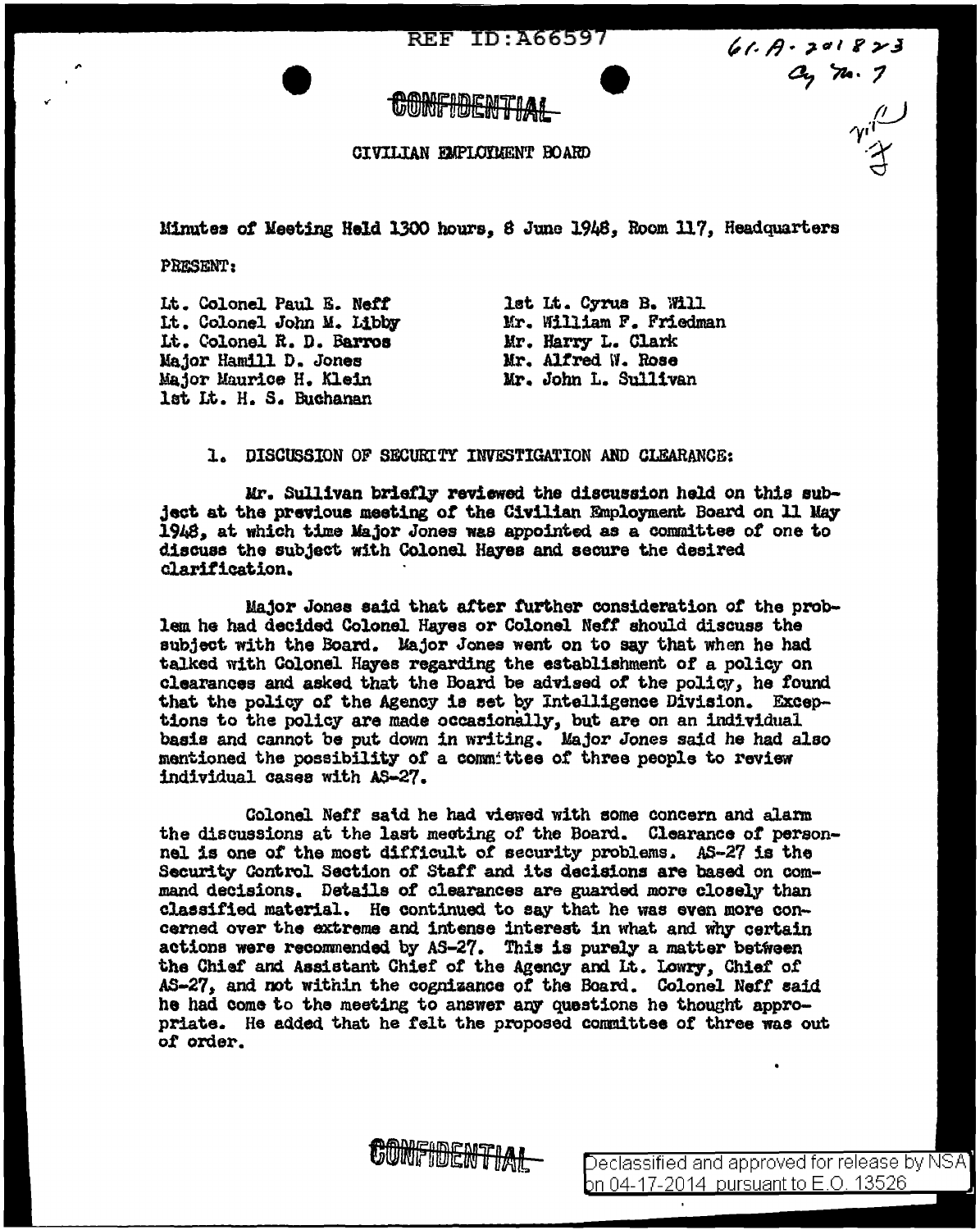REF ID:A66597

CONFIDENTIAL

CIVILIAN EMPLOYMENT BOARD

Minutes of Meeting Held 1300 hours, 8 June 1948, Room 117, Headquarters

PRESENT:

Lt. Colonel Paul E. Neff
Lt. Colonel John M. Libby
Lt. Colonel R. D. Barros
Major Hamill D. Jones
Major Maurice H. Klein
1st Lt. H. S. Buchanan
1st Lt. Cyrus B. Will
Mr. William F. Friedman
Mr. Harry L. Clark
Mr. Alfred W. Rose
Mr. John L. Sullivan

1. DISCUSSION OF SECURITY INVESTIGATION AND CLEARANCE:

Mr. Sullivan briefly reviewed the discussion held on this subject at the previous meeting of the Civilian Employment Board on 11 May 1948, at which time Major Jones was appointed as a committee of one to discuss the subject with Colonel Hayes and secure the desired clarification.

Major Jones said that after further consideration of the problem he had decided Colonel Hayes or Colonel Neff should discuss the subject with the Board. Major Jones went on to say that when he had talked with Colonel Hayes regarding the establishment of a policy on clearances and asked that the Board be advised of the policy, he found that the policy of the Agency is set by Intelligence Division. Exceptions to the policy are made occasionally, but are on an individual basis and cannot be put down in writing. Major Jones said he had also mentioned the possibility of a committee of three people to review individual cases with AS-27.

Colonel Neff said he had viewed with some concern and alarm the discussions at the last meeting of the Board. Clearance of personnel is one of the most difficult of security problems. AS-27 is the Security Control Section of Staff and its decisions are based on command decisions. Details of clearances are guarded more closely than classified material. He continued to say that he was even more concerned over the extreme and intense interest in what and why certain actions were recommended by AS-27. This is purely a matter between the Chief and Assistant Chief of the Agency and Lt. Lowry, Chief of AS-27, and not within the cognizance of the Board. Colonel Neff said he had come to the meeting to answer any questions he thought appropriate. He added that he felt the proposed committee of three was out of order.

CONFIDENTIAL

Declassified and approved for release by NSA on 04-17-2014 pursuant to E.O. 13526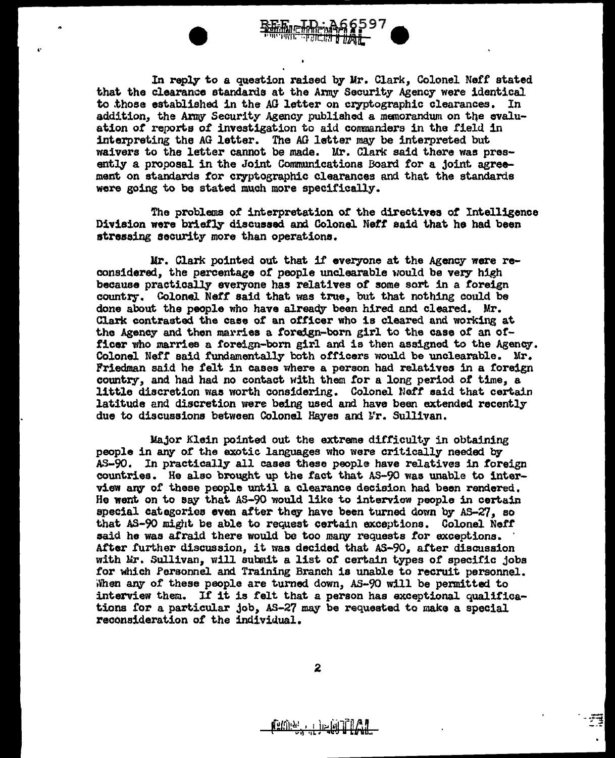In reply to a question raised by Mr. Clark, Colonel Neff stated that the clearance standards at the Army Security Agency were identical to those established in the AG letter on cryptographic clearances. In addition, the Army Security Agency published a memorandum on the evaluation of reports of investigation to aid commanders in the field in interpreting the AG letter. The AG letter may be interpreted but waivers to the letter cannot be made. Mr. Clark said there was presently a proposal in the Joint Communications Board for a joint agreement on standards for cryptographic clearances and that the standards were going to be stated much more specifically.

The problems of interpretation of the directives of Intelligence Division were briefly discussed and Colonel Neff said that he had been stressing security more than operations.

Mr. Clark pointed out that if everyone at the Agency were reconsidered, the percentage of people unclearable would be very high because practically everyone has relatives of some sort in a foreign country. Colonel Neff said that was true, but that nothing could be done about the people who have already been hired and cleared. Mr. Clark contrasted the case of an officer who is cleared and working at the Agency and then marries a foreign-born girl to the case of an officer who marries a foreign-born girl and is then assigned to the Agency. Colonel Neff said fundamentally both officers would be unclearable. Mr. Friedman said he felt in cases where a person had relatives in a foreign country, and had had no contact with them for a long period of time, a little discretion was worth considering. Colonel Neff said that certain latitude and discretion were being used and have been extended recently due to discussions between Colonel Hayes and Mr. Sullivan.

Major Klein pointed out the extreme difficulty in obtaining people in any of the exotic languages who were critically needed by AS-90. In practically all cases these people have relatives in foreign countries. He also brought up the fact that AS-90 was unable to interview any of these people until a clearance decision had been rendered. He went on to say that AS-90 would like to interview people in certain special categories even after they have been turned down by AS-27, so that AS-90 might be able to request certain exceptions. Colonel Neff said he was afraid there would be too many requests for exceptions. After further discussion, it was decided that AS-90, after discussion with Mr. Sullivan, will submit a list of certain types of specific jobs for which Personnel and Training Branch is unable to recruit personnel. When any of these people are turned down, AS-90 will be permitted to interview them. If it is felt that a person has exceptional qualifications for a particular job, AS-27 may be requested to make a special reconsideration of the individual.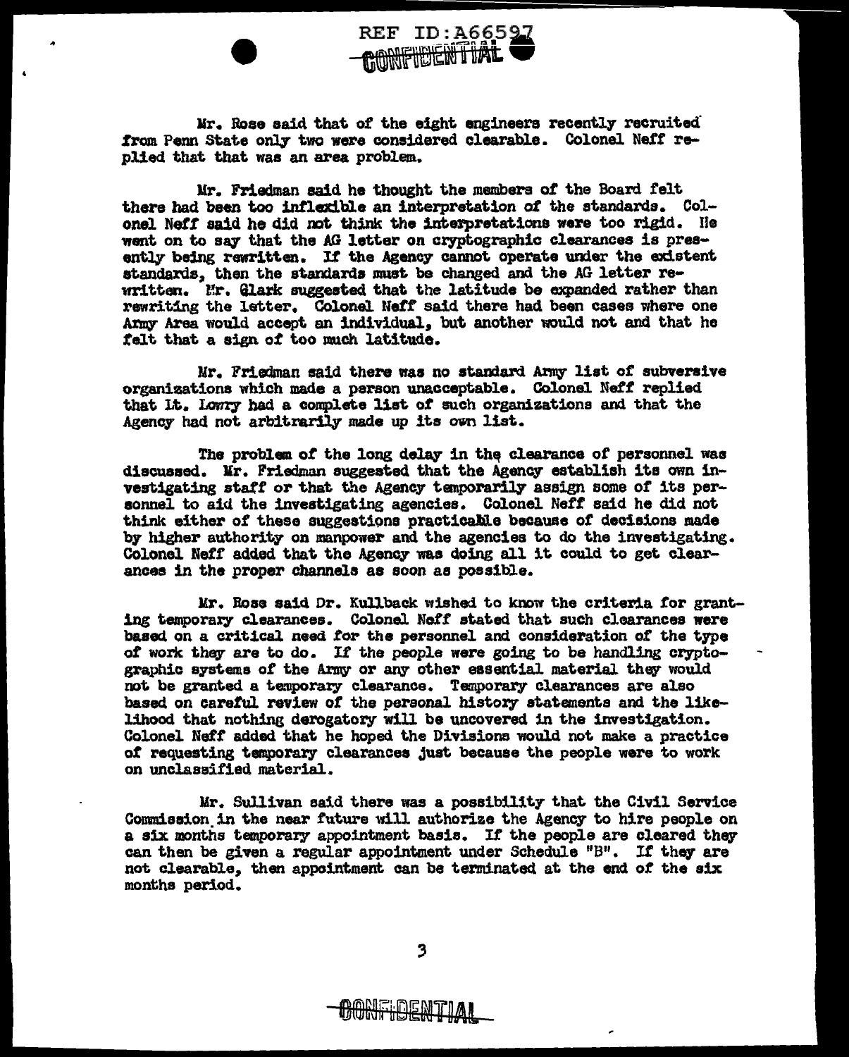Mr. Rose said that of the eight engineers recently recruited from Penn State only two were considered clearable. Colonel Neff replied that that was an area problem.

Mr. Friedman said he thought the members of the Board felt there had been too inflexible an interpretation of the standards. Colonel Neff said he did not think the interpretations were too rigid. He went on to say that the AG letter on cryptographic clearances is presently being rewritten. If the Agency cannot operate under the existent standards, then the standards must be changed and the AG letter rewritten. Mr. Clark suggested that the latitude be expanded rather than rewriting the letter. Colonel Neff said there had been cases where one Army Area would accept an individual, but another would not and that he felt that a sign of too much latitude.

Mr. Friedman said there was no standard Army list of subversive organizations which made a person unacceptable. Colonel Neff replied that Lt. Lowry had a complete list of such organizations and that the Agency had not arbitrarily made up its own list.

The problem of the long delay in the clearance of personnel was discussed. Mr. Friedman suggested that the Agency establish its own investigating staff or that the Agency temporarily assign some of its personnel to aid the investigating agencies. Colonel Neff said he did not think either of these suggestions practicable because of decisions made by higher authority on manpower and the agencies to do the investigating. Colonel Neff added that the Agency was doing all it could to get clearances in the proper channels as soon as possible.

Mr. Rose said Dr. Kullback wished to know the criteria for granting temporary clearances. Colonel Neff stated that such clearances were based on a critical need for the personnel and consideration of the type of work they are to do. If the people were going to be handling cryptographic systems of the Army or any other essential material they would not be granted a temporary clearance. Temporary clearances are also based on careful review of the personal history statements and the likelihood that nothing derogatory will be uncovered in the investigation. Colonel Neff added that he hoped the Divisions would not make a practice of requesting temporary clearances just because the people were to work on unclassified material.

Mr. Sullivan said there was a possibility that the Civil Service Commission in the near future will authorize the Agency to hire people on a six months temporary appointment basis. If the people are cleared they can then be given a regular appointment under Schedule "B". If they are not clearable, then appointment can be terminated at the end of the six months period.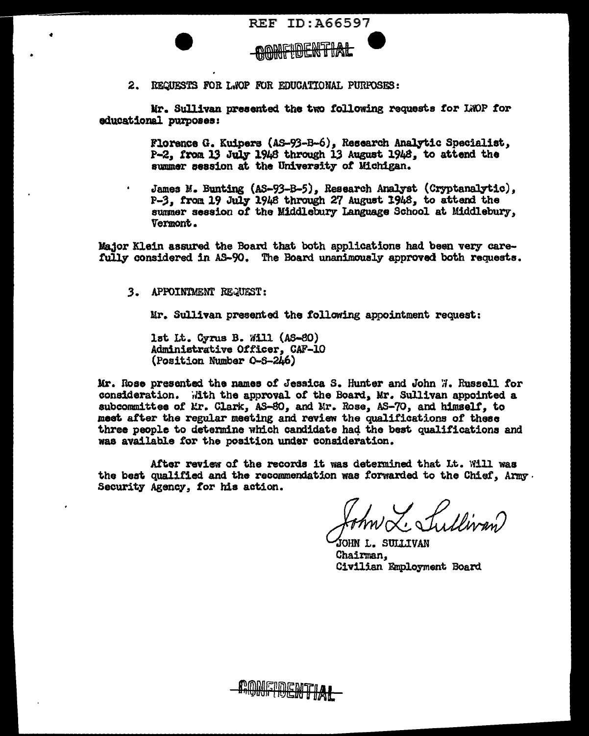REF ID:A66597

CONFIDENTIAL

2. REQUESTS FOR LWOP FOR EDUCATIONAL PURPOSES:

Mr. Sullivan presented the two following requests for LWOP for educational purposes:

> Florence G. Kuipers (AS-93-B-6), Research Analytic Specialist, P-2, from 13 July 1948 through 13 August 1948, to attend the summer session at the University of Michigan.
>
> James M. Bunting (AS-93-B-5), Research Analyst (Cryptanalytic), P-3, from 19 July 1948 through 27 August 1948, to attend the summer session of the Middlebury Language School at Middlebury, Vermont.

Major Klein assured the Board that both applications had been very carefully considered in AS-90. The Board unanimously approved both requests.

3. APPOINTMENT REQUEST:

Mr. Sullivan presented the following appointment request:

> 1st Lt. Cyrus B. Will (AS-80)
> Administrative Officer, CAF-10
> (Position Number O-S-246)

Mr. Rose presented the names of Jessica S. Hunter and John W. Russell for consideration. With the approval of the Board, Mr. Sullivan appointed a subcommittee of Mr. Clark, AS-80, and Mr. Rose, AS-70, and himself, to meet after the regular meeting and review the qualifications of these three people to determine which candidate had the best qualifications and was available for the position under consideration.

After review of the records it was determined that Lt. Will was the best qualified and the recommendation was forwarded to the Chief, Army Security Agency, for his action.

John L. Sullivan

JOHN L. SULLIVAN
Chairman,
Civilian Employment Board

CONFIDENTIAL